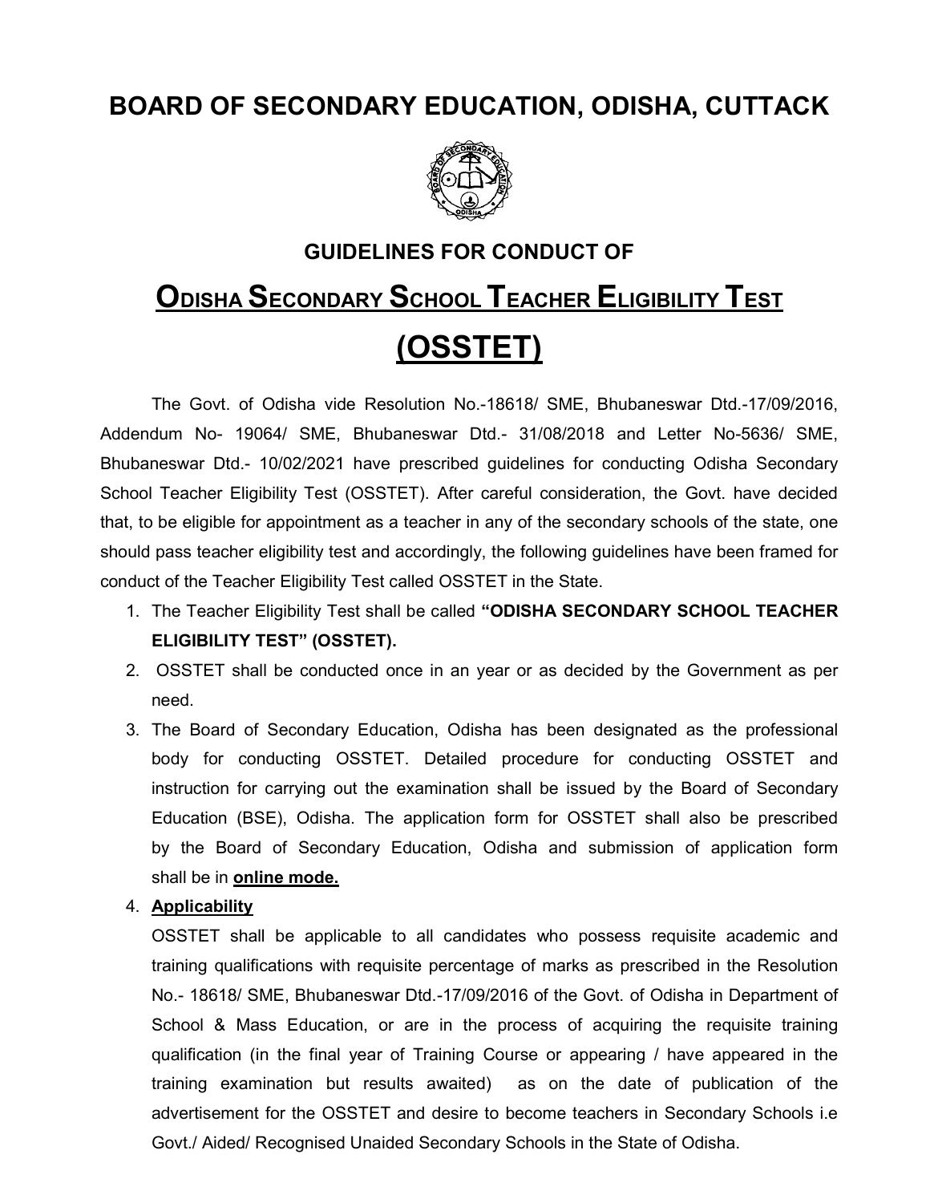# BOARD OF SECONDARY EDUCATION, ODISHA, CUTTACK

## GUIDELINES FOR CONDUCT OF

## ODISHA SECONDARY SCHOOL TEACHER ELIGIBILITY TEST

## (OSSTET)

The Govt. of Odisha vide Resolution No.-18618/ SME, Bhubaneswar Dtd.-17/09/2016, Addendum No- 19064/ SME, Bhubaneswar Dtd.- 31/08/2018 and Letter No-5636/ SME, Bhubaneswar Dtd.- 10/02/2021 have prescribed guidelines for conducting Odisha Secondary School Teacher Eligibility Test (OSSTET). After careful consideration, the Govt. have decided that, to be eligible for appointment as a teacher in any of the secondary schools of the state, one should pass teacher eligibility test and accordingly, the following guidelines have been framed for conduct of the Teacher Eligibility Test called OSSTET in the State.

1. The Teacher Eligibility Test shall be called **"ODISHA SECONDARY SCHOOL TEACHER ELIGIBILITY TEST" (OSSTET).**
2. OSSTET shall be conducted once in an year or as decided by the Government as per need.
3. The Board of Secondary Education, Odisha has been designated as the professional body for conducting OSSTET. Detailed procedure for conducting OSSTET and instruction for carrying out the examination shall be issued by the Board of Secondary Education (BSE), Odisha. The application form for OSSTET shall also be prescribed by the Board of Secondary Education, Odisha and submission of application form shall be in **online mode.**
4. **Applicability**

   OSSTET shall be applicable to all candidates who possess requisite academic and training qualifications with requisite percentage of marks as prescribed in the Resolution No.- 18618/ SME, Bhubaneswar Dtd.-17/09/2016 of the Govt. of Odisha in Department of School & Mass Education, or are in the process of acquiring the requisite training qualification (in the final year of Training Course or appearing / have appeared in the training examination but results awaited) as on the date of publication of the advertisement for the OSSTET and desire to become teachers in Secondary Schools i.e Govt./ Aided/ Recognised Unaided Secondary Schools in the State of Odisha.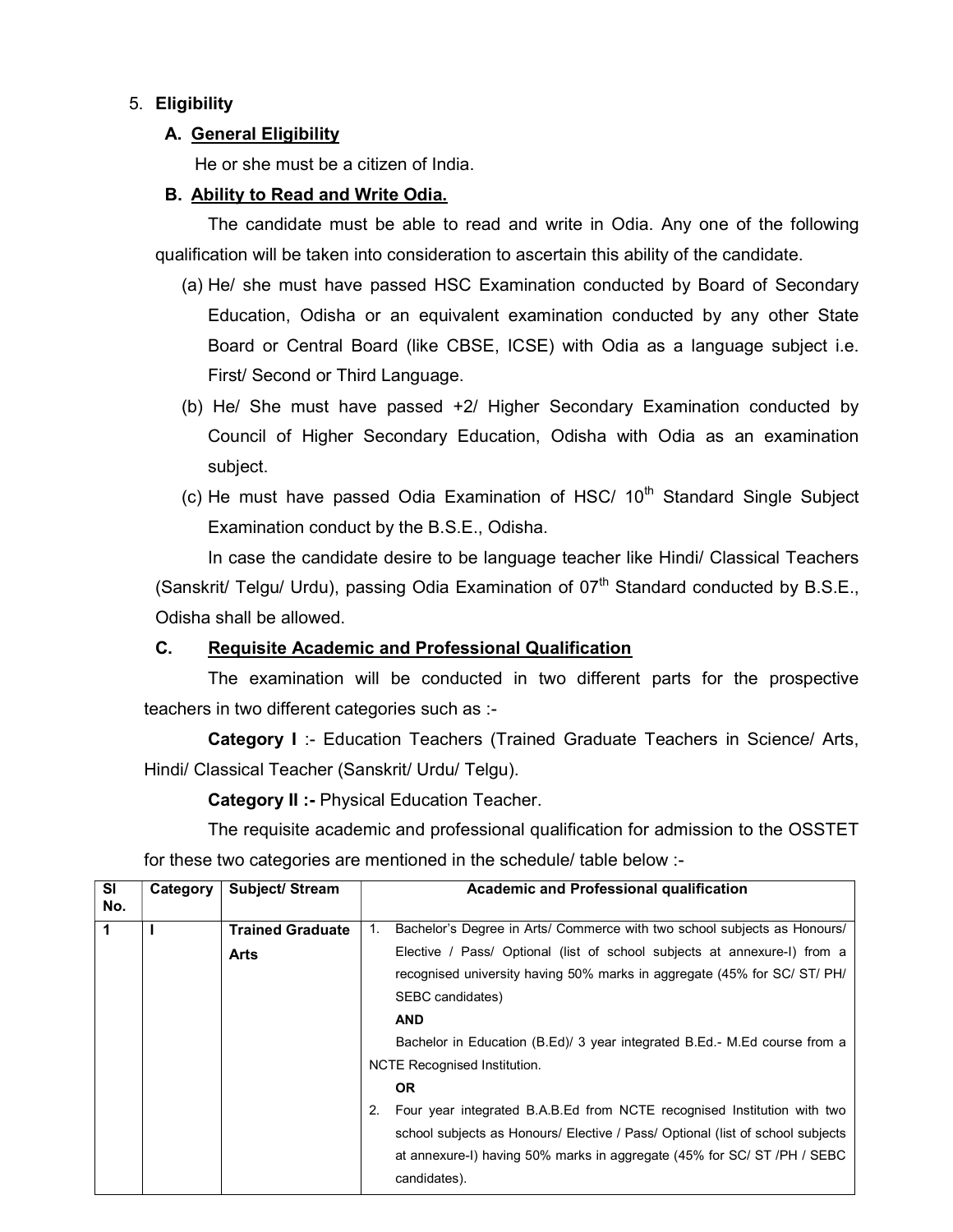5. **Eligibility**

**A. General Eligibility**

He or she must be a citizen of India.

**B. Ability to Read and Write Odia.**

The candidate must be able to read and write in Odia. Any one of the following qualification will be taken into consideration to ascertain this ability of the candidate.

(a) He/ she must have passed HSC Examination conducted by Board of Secondary Education, Odisha or an equivalent examination conducted by any other State Board or Central Board (like CBSE, ICSE) with Odia as a language subject i.e. First/ Second or Third Language.

(b) He/ She must have passed +2/ Higher Secondary Examination conducted by Council of Higher Secondary Education, Odisha with Odia as an examination subject.

(c) He must have passed Odia Examination of HSC/ 10th Standard Single Subject Examination conduct by the B.S.E., Odisha.

In case the candidate desire to be language teacher like Hindi/ Classical Teachers (Sanskrit/ Telgu/ Urdu), passing Odia Examination of 07th Standard conducted by B.S.E., Odisha shall be allowed.

**C. Requisite Academic and Professional Qualification**

The examination will be conducted in two different parts for the prospective teachers in two different categories such as :-

**Category I** :- Education Teachers (Trained Graduate Teachers in Science/ Arts, Hindi/ Classical Teacher (Sanskrit/ Urdu/ Telgu).

**Category II :-** Physical Education Teacher.

The requisite academic and professional qualification for admission to the OSSTET for these two categories are mentioned in the schedule/ table below :-

| Sl No. | Category | Subject/ Stream | Academic and Professional qualification |
|---|---|---|---|
| **1** | **I** | **Trained Graduate Arts** | 1. Bachelor's Degree in Arts/ Commerce with two school subjects as Honours/ Elective / Pass/ Optional (list of school subjects at annexure-I) from a recognised university having 50% marks in aggregate (45% for SC/ ST/ PH/ SEBC candidates) **AND** Bachelor in Education (B.Ed)/ 3 year integrated B.Ed.- M.Ed course from a NCTE Recognised Institution. **OR** 2. Four year integrated B.A.B.Ed from NCTE recognised Institution with two school subjects as Honours/ Elective / Pass/ Optional (list of school subjects at annexure-I) having 50% marks in aggregate (45% for SC/ ST /PH / SEBC candidates). |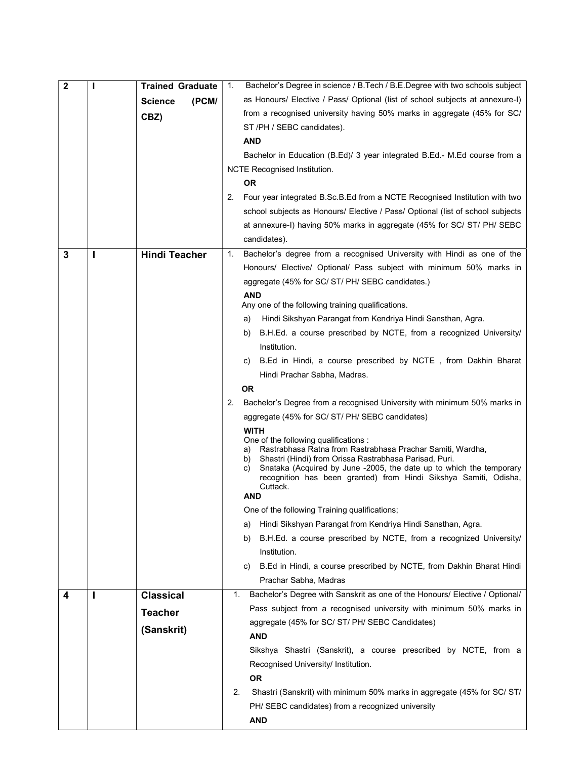| | | | |
|---|---|---|---|
| **2** | I | **Trained Graduate Science (PCM/ CBZ)** | 1. Bachelor's Degree in science / B.Tech / B.E.Degree with two schools subject as Honours/ Elective / Pass/ Optional (list of school subjects at annexure-I) from a recognised university having 50% marks in aggregate (45% for SC/ ST /PH / SEBC candidates).<br>**AND**<br>Bachelor in Education (B.Ed)/ 3 year integrated B.Ed.- M.Ed course from a NCTE Recognised Institution.<br>**OR**<br>2. Four year integrated B.Sc.B.Ed from a NCTE Recognised Institution with two school subjects as Honours/ Elective / Pass/ Optional (list of school subjects at annexure-I) having 50% marks in aggregate (45% for SC/ ST/ PH/ SEBC candidates). |
| **3** | I | **Hindi Teacher** | 1. Bachelor's degree from a recognised University with Hindi as one of the Honours/ Elective/ Optional/ Pass subject with minimum 50% marks in aggregate (45% for SC/ ST/ PH/ SEBC candidates.)<br>**AND**<br>Any one of the following training qualifications.<br>a) Hindi Sikshyan Parangat from Kendriya Hindi Sansthan, Agra.<br>b) B.H.Ed. a course prescribed by NCTE, from a recognized University/ Institution.<br>c) B.Ed in Hindi, a course prescribed by NCTE , from Dakhin Bharat Hindi Prachar Sabha, Madras.<br>**OR**<br>2. Bachelor's Degree from a recognised University with minimum 50% marks in aggregate (45% for SC/ ST/ PH/ SEBC candidates)<br>**WITH**<br>One of the following qualifications :<br>a) Rastrabhasa Ratna from Rastrabhasa Prachar Samiti, Wardha,<br>b) Shastri (Hindi) from Orissa Rastrabhasa Parisad, Puri.<br>c) Snataka (Acquired by June -2005, the date up to which the temporary recognition has been granted) from Hindi Sikshya Samiti, Odisha, Cuttack.<br>**AND**<br>One of the following Training qualifications;<br>a) Hindi Sikshyan Parangat from Kendriya Hindi Sansthan, Agra.<br>b) B.H.Ed. a course prescribed by NCTE, from a recognized University/ Institution.<br>c) B.Ed in Hindi, a course prescribed by NCTE, from Dakhin Bharat Hindi Prachar Sabha, Madras |
| **4** | I | **Classical Teacher (Sanskrit)** | 1. Bachelor's Degree with Sanskrit as one of the Honours/ Elective / Optional/ Pass subject from a recognised university with minimum 50% marks in aggregate (45% for SC/ ST/ PH/ SEBC Candidates)<br>**AND**<br>Sikshya Shastri (Sanskrit), a course prescribed by NCTE, from a Recognised University/ Institution.<br>**OR**<br>2. Shastri (Sanskrit) with minimum 50% marks in aggregate (45% for SC/ ST/ PH/ SEBC candidates) from a recognized university<br>**AND** |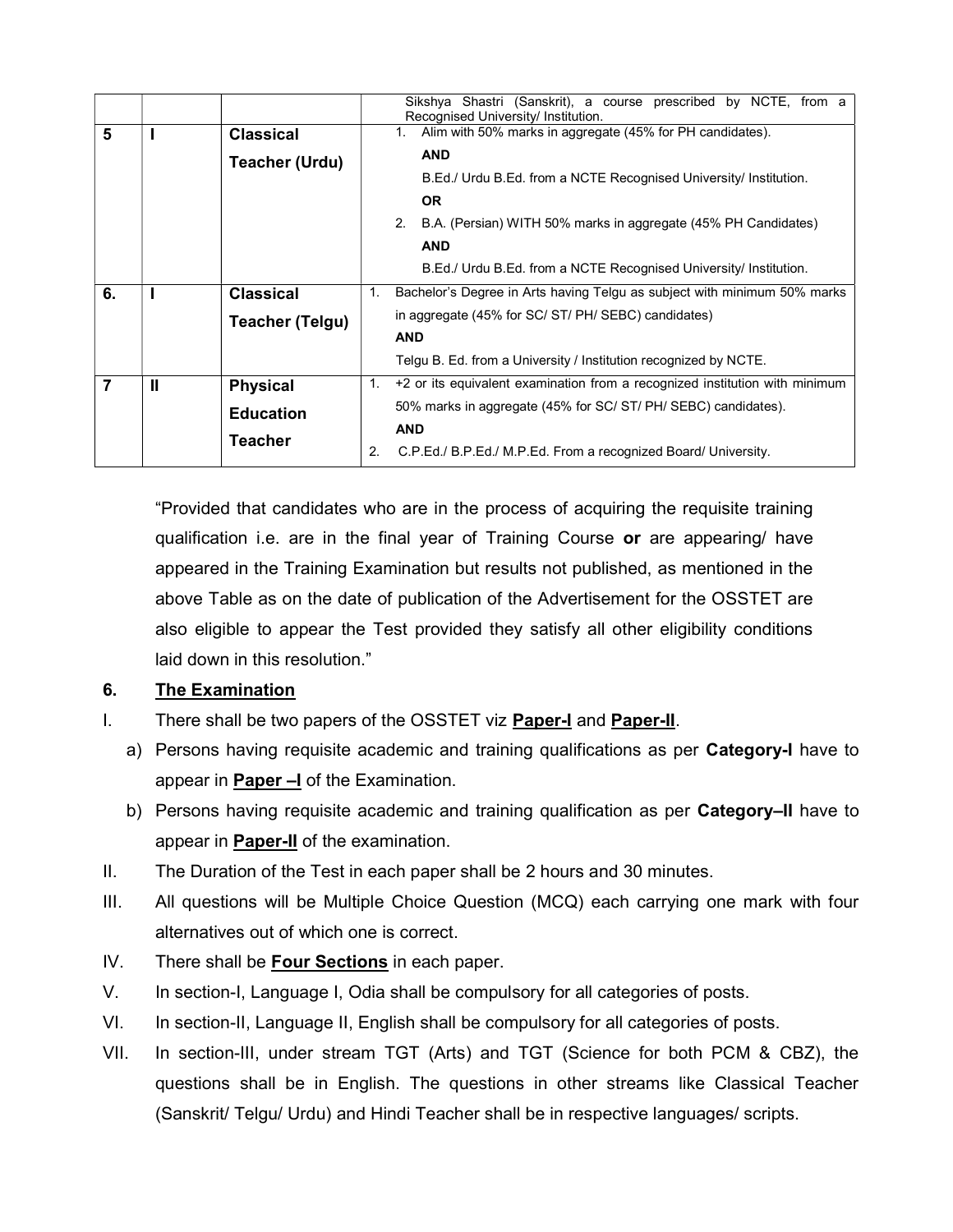| | | | Sikshya Shastri (Sanskrit), a course prescribed by NCTE, from a Recognised University/ Institution. |
|---|---|---|---|
| 5 | I | Classical Teacher (Urdu) | 1. Alim with 50% marks in aggregate (45% for PH candidates). **AND** B.Ed./ Urdu B.Ed. from a NCTE Recognised University/ Institution. **OR** 2. B.A. (Persian) WITH 50% marks in aggregate (45% PH Candidates) **AND** B.Ed./ Urdu B.Ed. from a NCTE Recognised University/ Institution. |
| 6. | I | Classical Teacher (Telgu) | 1. Bachelor's Degree in Arts having Telgu as subject with minimum 50% marks in aggregate (45% for SC/ ST/ PH/ SEBC) candidates) **AND** Telgu B. Ed. from a University / Institution recognized by NCTE. |
| 7 | II | Physical Education Teacher | 1. +2 or its equivalent examination from a recognized institution with minimum 50% marks in aggregate (45% for SC/ ST/ PH/ SEBC) candidates). **AND** 2. C.P.Ed./ B.P.Ed./ M.P.Ed. From a recognized Board/ University. |

"Provided that candidates who are in the process of acquiring the requisite training qualification i.e. are in the final year of Training Course **or** are appearing/ have appeared in the Training Examination but results not published, as mentioned in the above Table as on the date of publication of the Advertisement for the OSSTET are also eligible to appear the Test provided they satisfy all other eligibility conditions laid down in this resolution."

## 6. The Examination

I. There shall be two papers of the OSSTET viz **Paper-I** and **Paper-II**.

a) Persons having requisite academic and training qualifications as per **Category-I** have to appear in **Paper –I** of the Examination.

b) Persons having requisite academic and training qualification as per **Category–II** have to appear in **Paper-II** of the examination.

II. The Duration of the Test in each paper shall be 2 hours and 30 minutes.

III. All questions will be Multiple Choice Question (MCQ) each carrying one mark with four alternatives out of which one is correct.

IV. There shall be **Four Sections** in each paper.

V. In section-I, Language I, Odia shall be compulsory for all categories of posts.

VI. In section-II, Language II, English shall be compulsory for all categories of posts.

VII. In section-III, under stream TGT (Arts) and TGT (Science for both PCM & CBZ), the questions shall be in English. The questions in other streams like Classical Teacher (Sanskrit/ Telgu/ Urdu) and Hindi Teacher shall be in respective languages/ scripts.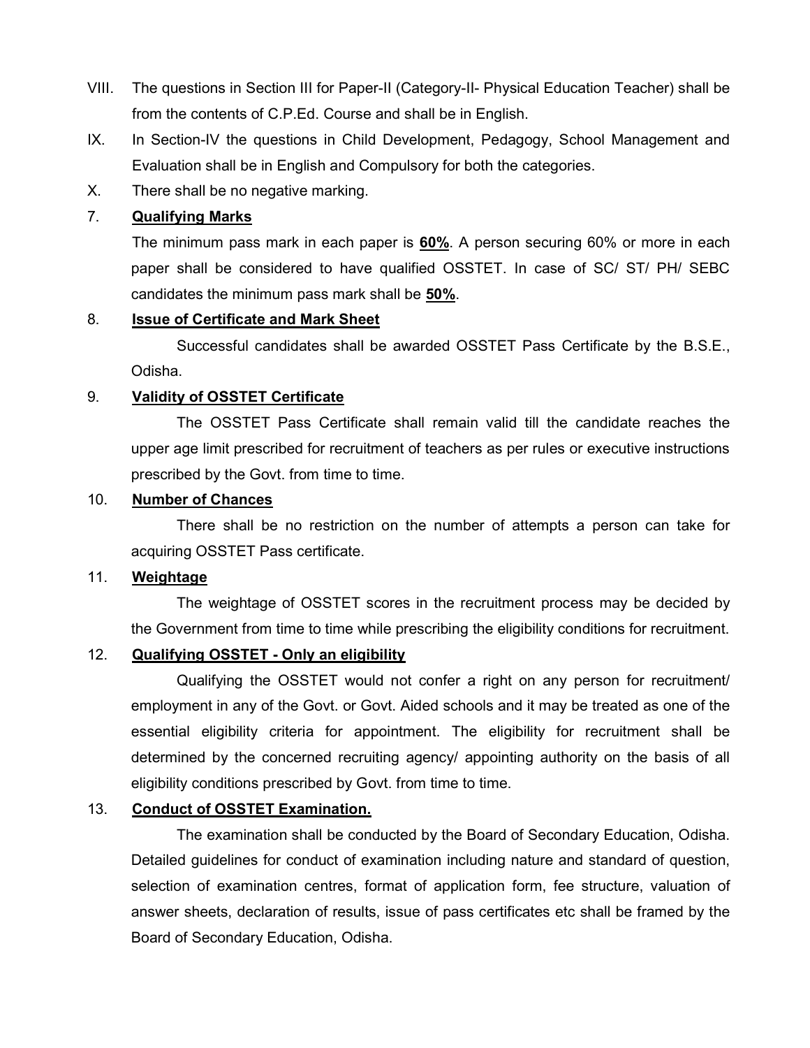VIII. The questions in Section III for Paper-II (Category-II- Physical Education Teacher) shall be from the contents of C.P.Ed. Course and shall be in English.

IX. In Section-IV the questions in Child Development, Pedagogy, School Management and Evaluation shall be in English and Compulsory for both the categories.

X. There shall be no negative marking.

7. **Qualifying Marks**

The minimum pass mark in each paper is **60%**. A person securing 60% or more in each paper shall be considered to have qualified OSSTET. In case of SC/ ST/ PH/ SEBC candidates the minimum pass mark shall be **50%**.

8. **Issue of Certificate and Mark Sheet**

Successful candidates shall be awarded OSSTET Pass Certificate by the B.S.E., Odisha.

9. **Validity of OSSTET Certificate**

The OSSTET Pass Certificate shall remain valid till the candidate reaches the upper age limit prescribed for recruitment of teachers as per rules or executive instructions prescribed by the Govt. from time to time.

10. **Number of Chances**

There shall be no restriction on the number of attempts a person can take for acquiring OSSTET Pass certificate.

11. **Weightage**

The weightage of OSSTET scores in the recruitment process may be decided by the Government from time to time while prescribing the eligibility conditions for recruitment.

12. **Qualifying OSSTET - Only an eligibility**

Qualifying the OSSTET would not confer a right on any person for recruitment/ employment in any of the Govt. or Govt. Aided schools and it may be treated as one of the essential eligibility criteria for appointment. The eligibility for recruitment shall be determined by the concerned recruiting agency/ appointing authority on the basis of all eligibility conditions prescribed by Govt. from time to time.

13. **Conduct of OSSTET Examination.**

The examination shall be conducted by the Board of Secondary Education, Odisha. Detailed guidelines for conduct of examination including nature and standard of question, selection of examination centres, format of application form, fee structure, valuation of answer sheets, declaration of results, issue of pass certificates etc shall be framed by the Board of Secondary Education, Odisha.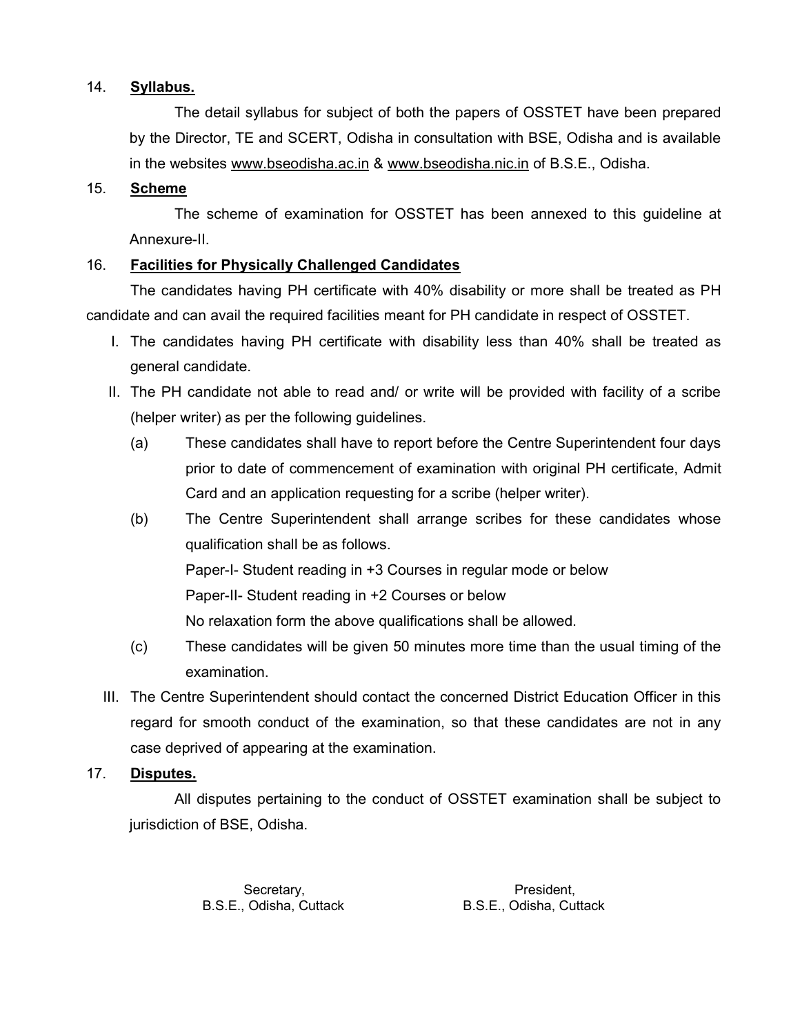14. **Syllabus.**

The detail syllabus for subject of both the papers of OSSTET have been prepared by the Director, TE and SCERT, Odisha in consultation with BSE, Odisha and is available in the websites www.bseodisha.ac.in & www.bseodisha.nic.in of B.S.E., Odisha.

15. **Scheme**

The scheme of examination for OSSTET has been annexed to this guideline at Annexure-II.

16. **Facilities for Physically Challenged Candidates**

The candidates having PH certificate with 40% disability or more shall be treated as PH candidate and can avail the required facilities meant for PH candidate in respect of OSSTET.

I. The candidates having PH certificate with disability less than 40% shall be treated as general candidate.

II. The PH candidate not able to read and/ or write will be provided with facility of a scribe (helper writer) as per the following guidelines.

(a) These candidates shall have to report before the Centre Superintendent four days prior to date of commencement of examination with original PH certificate, Admit Card and an application requesting for a scribe (helper writer).

(b) The Centre Superintendent shall arrange scribes for these candidates whose qualification shall be as follows.

Paper-I- Student reading in +3 Courses in regular mode or below

Paper-II- Student reading in +2 Courses or below

No relaxation form the above qualifications shall be allowed.

(c) These candidates will be given 50 minutes more time than the usual timing of the examination.

III. The Centre Superintendent should contact the concerned District Education Officer in this regard for smooth conduct of the examination, so that these candidates are not in any case deprived of appearing at the examination.

17. **Disputes.**

All disputes pertaining to the conduct of OSSTET examination shall be subject to jurisdiction of BSE, Odisha.

Secretary,
B.S.E., Odisha, Cuttack

President,
B.S.E., Odisha, Cuttack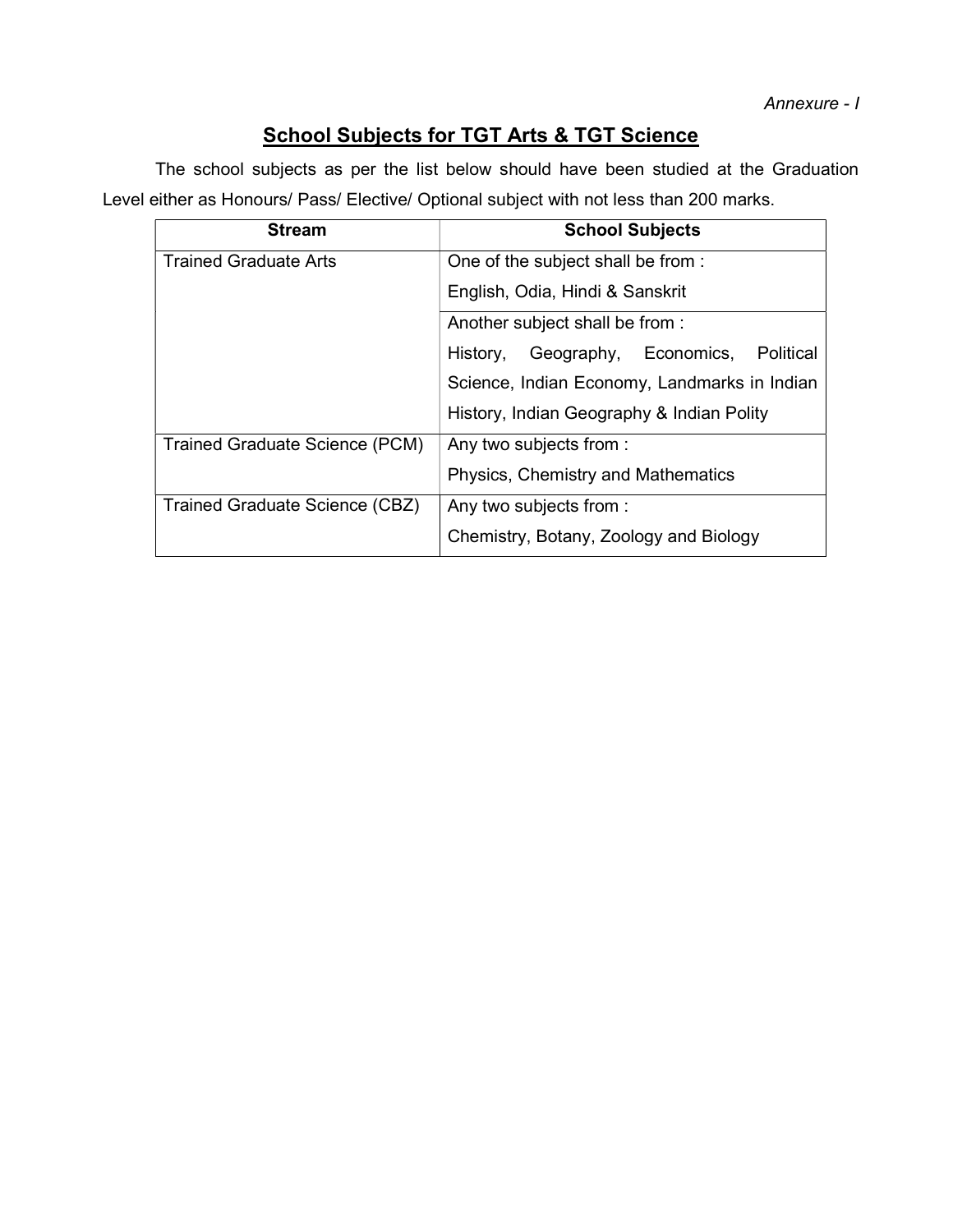*Annexure - I*

# School Subjects for TGT Arts & TGT Science

The school subjects as per the list below should have been studied at the Graduation Level either as Honours/ Pass/ Elective/ Optional subject with not less than 200 marks.

| Stream | School Subjects |
|---|---|
| Trained Graduate Arts | One of the subject shall be from : English, Odia, Hindi & Sanskrit |
| | Another subject shall be from : History, Geography, Economics, Political Science, Indian Economy, Landmarks in Indian History, Indian Geography & Indian Polity |
| Trained Graduate Science (PCM) | Any two subjects from : Physics, Chemistry and Mathematics |
| Trained Graduate Science (CBZ) | Any two subjects from : Chemistry, Botany, Zoology and Biology |